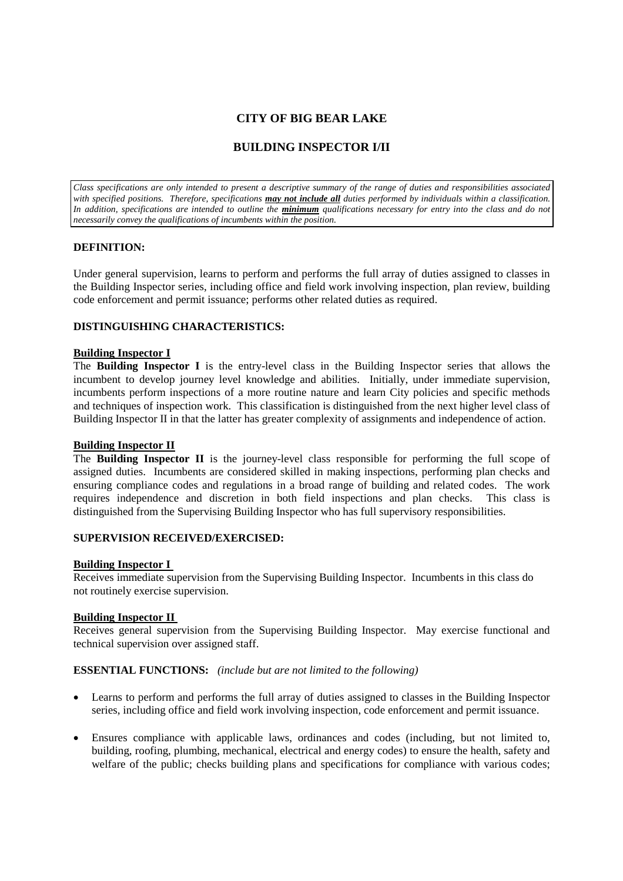# CITY OF BIG BEAR LAKE

## BUILDING INSPECTOR I/II

*Class specifications are only intended to present a descriptive summary of the range of duties and responsibilities associated with specified positions. Therefore, specifications **may not include all** duties performed by individuals within a classification. In addition, specifications are intended to outline the **minimum** qualifications necessary for entry into the class and do not necessarily convey the qualifications of incumbents within the position.*

### DEFINITION:

Under general supervision, learns to perform and performs the full array of duties assigned to classes in the Building Inspector series, including office and field work involving inspection, plan review, building code enforcement and permit issuance; performs other related duties as required.

### DISTINGUISHING CHARACTERISTICS:

**Building Inspector I**

The **Building Inspector I** is the entry-level class in the Building Inspector series that allows the incumbent to develop journey level knowledge and abilities. Initially, under immediate supervision, incumbents perform inspections of a more routine nature and learn City policies and specific methods and techniques of inspection work. This classification is distinguished from the next higher level class of Building Inspector II in that the latter has greater complexity of assignments and independence of action.

**Building Inspector II**

The **Building Inspector II** is the journey-level class responsible for performing the full scope of assigned duties. Incumbents are considered skilled in making inspections, performing plan checks and ensuring compliance codes and regulations in a broad range of building and related codes. The work requires independence and discretion in both field inspections and plan checks. This class is distinguished from the Supervising Building Inspector who has full supervisory responsibilities.

### SUPERVISION RECEIVED/EXERCISED:

**Building Inspector I**

Receives immediate supervision from the Supervising Building Inspector. Incumbents in this class do not routinely exercise supervision.

**Building Inspector II**

Receives general supervision from the Supervising Building Inspector. May exercise functional and technical supervision over assigned staff.

### ESSENTIAL FUNCTIONS: *(include but are not limited to the following)*

- Learns to perform and performs the full array of duties assigned to classes in the Building Inspector series, including office and field work involving inspection, code enforcement and permit issuance.
- Ensures compliance with applicable laws, ordinances and codes (including, but not limited to, building, roofing, plumbing, mechanical, electrical and energy codes) to ensure the health, safety and welfare of the public; checks building plans and specifications for compliance with various codes;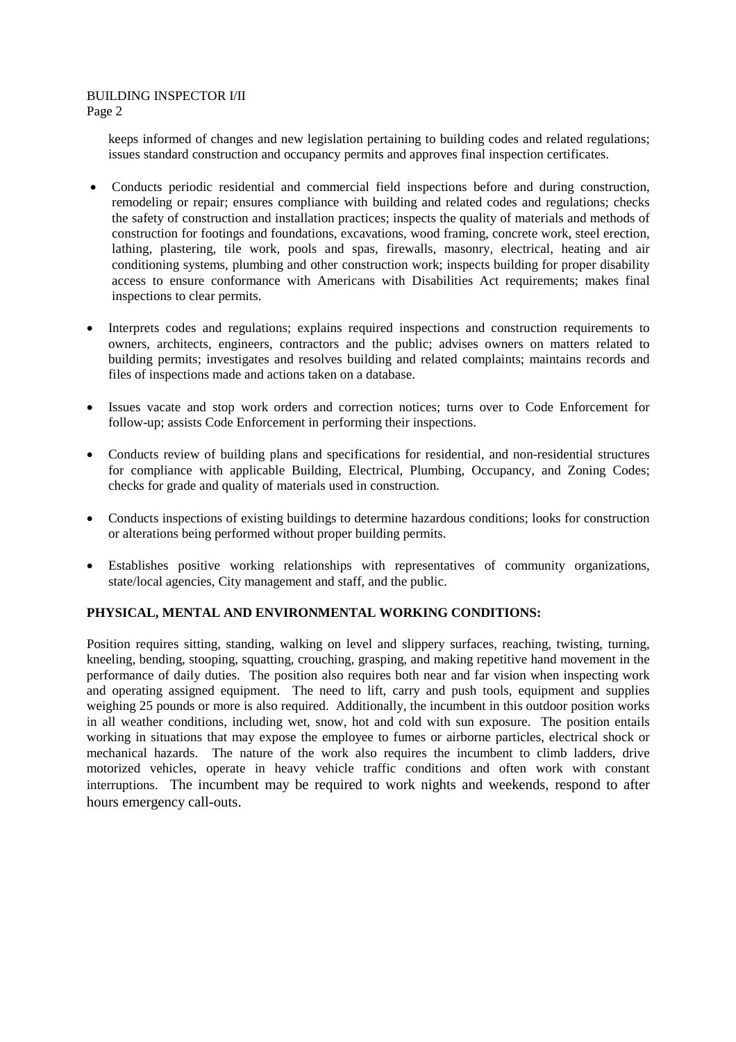keeps informed of changes and new legislation pertaining to building codes and related regulations; issues standard construction and occupancy permits and approves final inspection certificates.

- Conducts periodic residential and commercial field inspections before and during construction, remodeling or repair; ensures compliance with building and related codes and regulations; checks the safety of construction and installation practices; inspects the quality of materials and methods of construction for footings and foundations, excavations, wood framing, concrete work, steel erection, lathing, plastering, tile work, pools and spas, firewalls, masonry, electrical, heating and air conditioning systems, plumbing and other construction work; inspects building for proper disability access to ensure conformance with Americans with Disabilities Act requirements; makes final inspections to clear permits.

- Interprets codes and regulations; explains required inspections and construction requirements to owners, architects, engineers, contractors and the public; advises owners on matters related to building permits; investigates and resolves building and related complaints; maintains records and files of inspections made and actions taken on a database.

- Issues vacate and stop work orders and correction notices; turns over to Code Enforcement for follow-up; assists Code Enforcement in performing their inspections.

- Conducts review of building plans and specifications for residential, and non-residential structures for compliance with applicable Building, Electrical, Plumbing, Occupancy, and Zoning Codes; checks for grade and quality of materials used in construction.

- Conducts inspections of existing buildings to determine hazardous conditions; looks for construction or alterations being performed without proper building permits.

- Establishes positive working relationships with representatives of community organizations, state/local agencies, City management and staff, and the public.

**PHYSICAL, MENTAL AND ENVIRONMENTAL WORKING CONDITIONS:**

Position requires sitting, standing, walking on level and slippery surfaces, reaching, twisting, turning, kneeling, bending, stooping, squatting, crouching, grasping, and making repetitive hand movement in the performance of daily duties. The position also requires both near and far vision when inspecting work and operating assigned equipment. The need to lift, carry and push tools, equipment and supplies weighing 25 pounds or more is also required. Additionally, the incumbent in this outdoor position works in all weather conditions, including wet, snow, hot and cold with sun exposure. The position entails working in situations that may expose the employee to fumes or airborne particles, electrical shock or mechanical hazards. The nature of the work also requires the incumbent to climb ladders, drive motorized vehicles, operate in heavy vehicle traffic conditions and often work with constant interruptions. The incumbent may be required to work nights and weekends, respond to after hours emergency call-outs.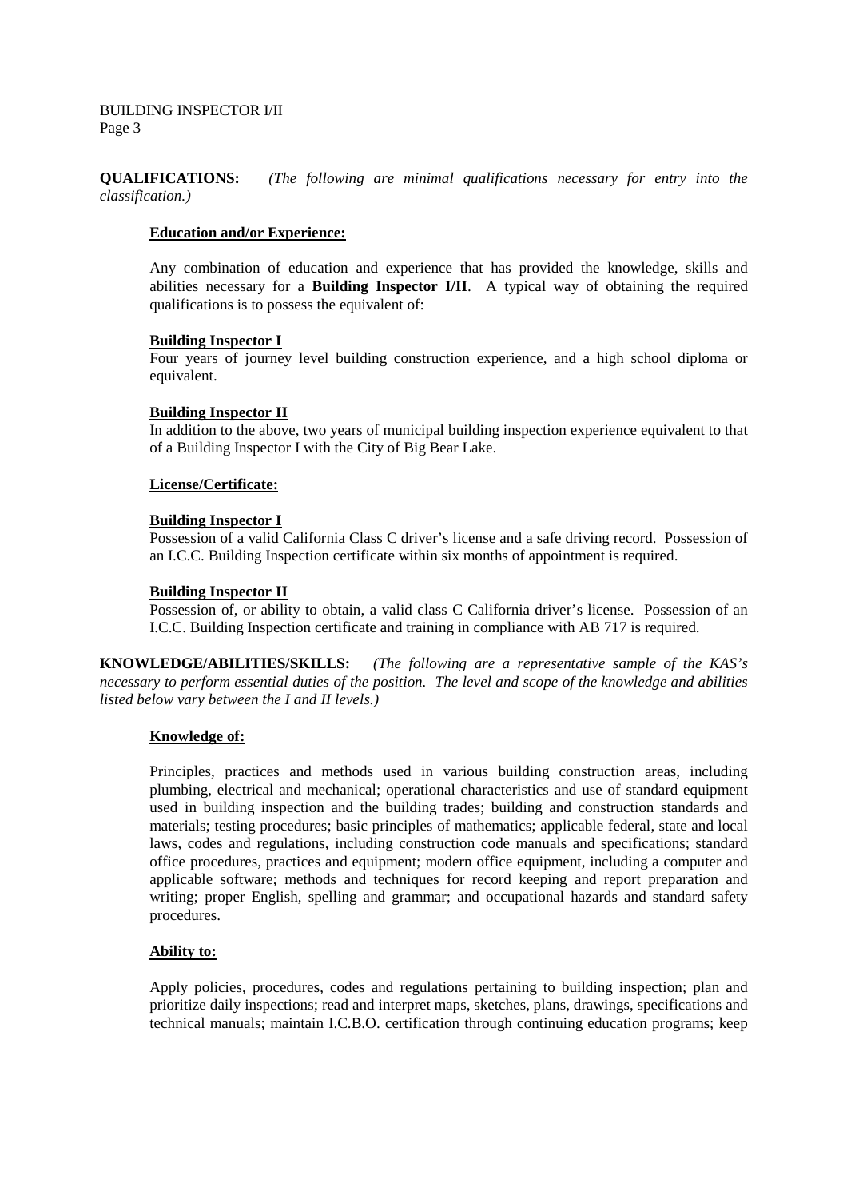**QUALIFICATIONS:** *(The following are minimal qualifications necessary for entry into the classification.)*

**Education and/or Experience:**

Any combination of education and experience that has provided the knowledge, skills and abilities necessary for a **Building Inspector I/II**. A typical way of obtaining the required qualifications is to possess the equivalent of:

**Building Inspector I**
Four years of journey level building construction experience, and a high school diploma or equivalent.

**Building Inspector II**
In addition to the above, two years of municipal building inspection experience equivalent to that of a Building Inspector I with the City of Big Bear Lake.

**License/Certificate:**

**Building Inspector I**
Possession of a valid California Class C driver's license and a safe driving record. Possession of an I.C.C. Building Inspection certificate within six months of appointment is required.

**Building Inspector II**
Possession of, or ability to obtain, a valid class C California driver's license. Possession of an I.C.C. Building Inspection certificate and training in compliance with AB 717 is required.

**KNOWLEDGE/ABILITIES/SKILLS:** *(The following are a representative sample of the KAS's necessary to perform essential duties of the position. The level and scope of the knowledge and abilities listed below vary between the I and II levels.)*

**Knowledge of:**

Principles, practices and methods used in various building construction areas, including plumbing, electrical and mechanical; operational characteristics and use of standard equipment used in building inspection and the building trades; building and construction standards and materials; testing procedures; basic principles of mathematics; applicable federal, state and local laws, codes and regulations, including construction code manuals and specifications; standard office procedures, practices and equipment; modern office equipment, including a computer and applicable software; methods and techniques for record keeping and report preparation and writing; proper English, spelling and grammar; and occupational hazards and standard safety procedures.

**Ability to:**

Apply policies, procedures, codes and regulations pertaining to building inspection; plan and prioritize daily inspections; read and interpret maps, sketches, plans, drawings, specifications and technical manuals; maintain I.C.B.O. certification through continuing education programs; keep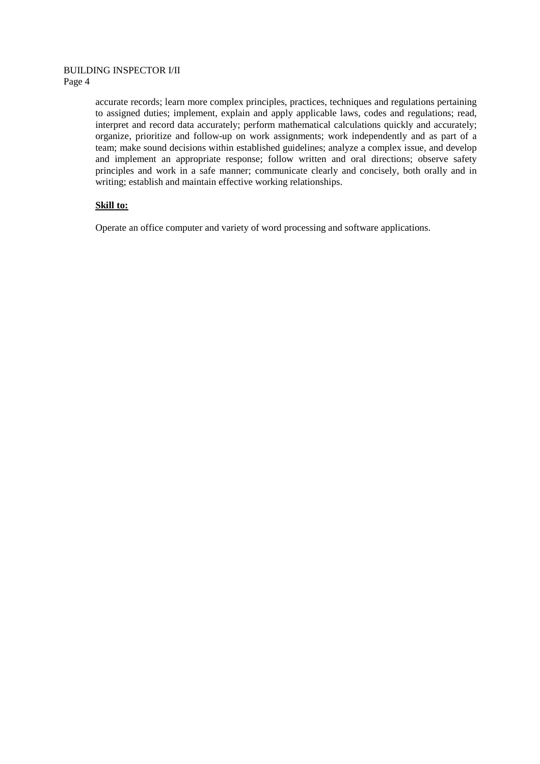accurate records; learn more complex principles, practices, techniques and regulations pertaining to assigned duties; implement, explain and apply applicable laws, codes and regulations; read, interpret and record data accurately; perform mathematical calculations quickly and accurately; organize, prioritize and follow-up on work assignments; work independently and as part of a team; make sound decisions within established guidelines; analyze a complex issue, and develop and implement an appropriate response; follow written and oral directions; observe safety principles and work in a safe manner; communicate clearly and concisely, both orally and in writing; establish and maintain effective working relationships.

**Skill to:**

Operate an office computer and variety of word processing and software applications.